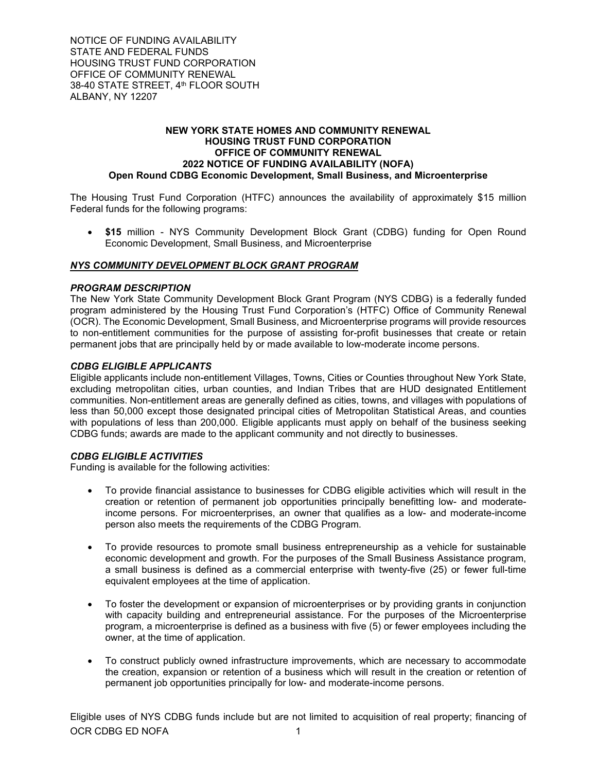NOTICE OF FUNDING AVAILABILITY
STATE AND FEDERAL FUNDS
HOUSING TRUST FUND CORPORATION
OFFICE OF COMMUNITY RENEWAL
38-40 STATE STREET, 4th FLOOR SOUTH
ALBANY, NY 12207

**NEW YORK STATE HOMES AND COMMUNITY RENEWAL**
**HOUSING TRUST FUND CORPORATION**
**OFFICE OF COMMUNITY RENEWAL**
**2022 NOTICE OF FUNDING AVAILABILITY (NOFA)**
**Open Round CDBG Economic Development, Small Business, and Microenterprise**

The Housing Trust Fund Corporation (HTFC) announces the availability of approximately $15 million Federal funds for the following programs:

- **$15** million - NYS Community Development Block Grant (CDBG) funding for Open Round Economic Development, Small Business, and Microenterprise

***NYS COMMUNITY DEVELOPMENT BLOCK GRANT PROGRAM***

***PROGRAM DESCRIPTION***

The New York State Community Development Block Grant Program (NYS CDBG) is a federally funded program administered by the Housing Trust Fund Corporation's (HTFC) Office of Community Renewal (OCR). The Economic Development, Small Business, and Microenterprise programs will provide resources to non-entitlement communities for the purpose of assisting for-profit businesses that create or retain permanent jobs that are principally held by or made available to low-moderate income persons.

***CDBG ELIGIBLE APPLICANTS***

Eligible applicants include non-entitlement Villages, Towns, Cities or Counties throughout New York State, excluding metropolitan cities, urban counties, and Indian Tribes that are HUD designated Entitlement communities. Non-entitlement areas are generally defined as cities, towns, and villages with populations of less than 50,000 except those designated principal cities of Metropolitan Statistical Areas, and counties with populations of less than 200,000. Eligible applicants must apply on behalf of the business seeking CDBG funds; awards are made to the applicant community and not directly to businesses.

***CDBG ELIGIBLE ACTIVITIES***

Funding is available for the following activities:

- To provide financial assistance to businesses for CDBG eligible activities which will result in the creation or retention of permanent job opportunities principally benefitting low- and moderate-income persons. For microenterprises, an owner that qualifies as a low- and moderate-income person also meets the requirements of the CDBG Program.

- To provide resources to promote small business entrepreneurship as a vehicle for sustainable economic development and growth. For the purposes of the Small Business Assistance program, a small business is defined as a commercial enterprise with twenty-five (25) or fewer full-time equivalent employees at the time of application.

- To foster the development or expansion of microenterprises or by providing grants in conjunction with capacity building and entrepreneurial assistance. For the purposes of the Microenterprise program, a microenterprise is defined as a business with five (5) or fewer employees including the owner, at the time of application.

- To construct publicly owned infrastructure improvements, which are necessary to accommodate the creation, expansion or retention of a business which will result in the creation or retention of permanent job opportunities principally for low- and moderate-income persons.

Eligible uses of NYS CDBG funds include but are not limited to acquisition of real property; financing of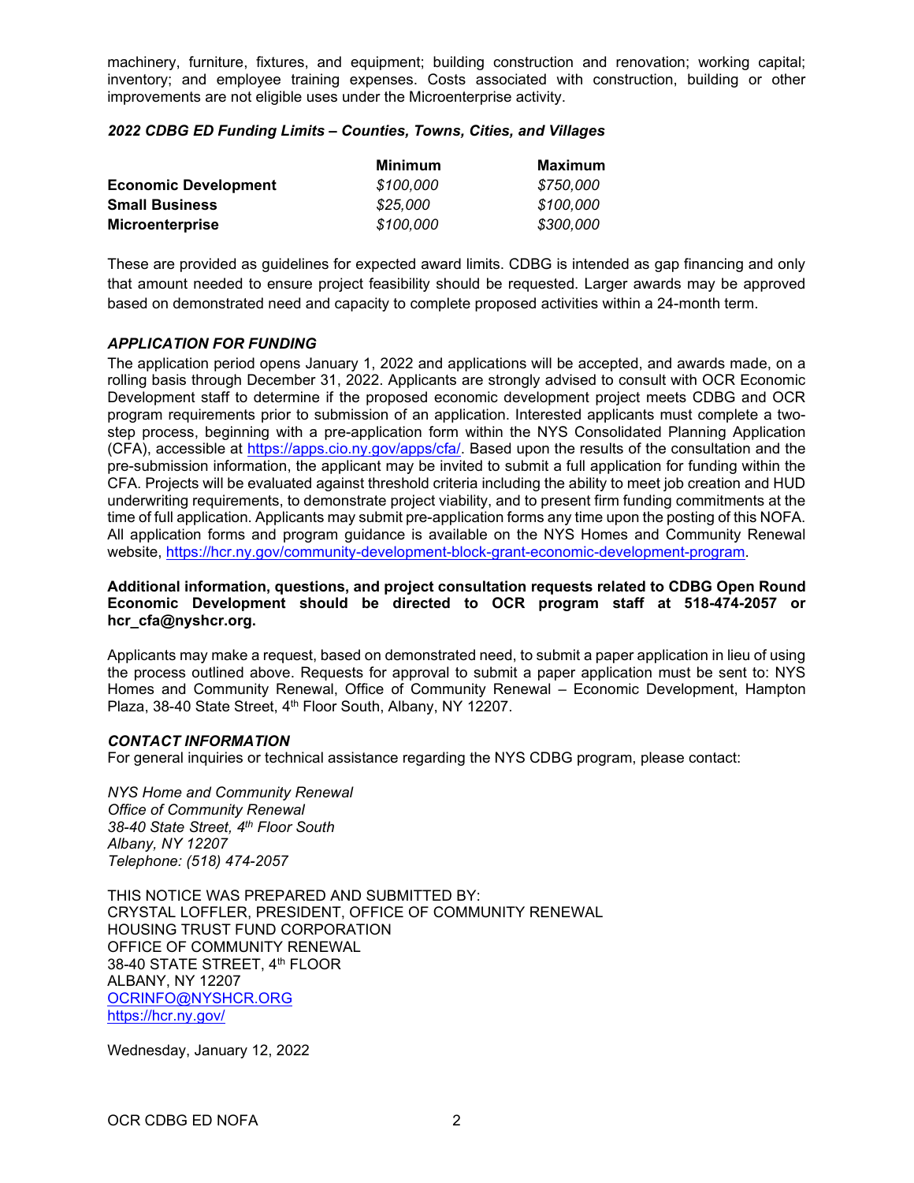machinery, furniture, fixtures, and equipment; building construction and renovation; working capital; inventory; and employee training expenses. Costs associated with construction, building or other improvements are not eligible uses under the Microenterprise activity.

***2022 CDBG ED Funding Limits – Counties, Towns, Cities, and Villages***

| | Minimum | Maximum |
|---|---|---|
| **Economic Development** | *$100,000* | *$750,000* |
| **Small Business** | *$25,000* | *$100,000* |
| **Microenterprise** | *$100,000* | *$300,000* |

These are provided as guidelines for expected award limits. CDBG is intended as gap financing and only that amount needed to ensure project feasibility should be requested. Larger awards may be approved based on demonstrated need and capacity to complete proposed activities within a 24-month term.

### *APPLICATION FOR FUNDING*

The application period opens January 1, 2022 and applications will be accepted, and awards made, on a rolling basis through December 31, 2022. Applicants are strongly advised to consult with OCR Economic Development staff to determine if the proposed economic development project meets CDBG and OCR program requirements prior to submission of an application. Interested applicants must complete a two-step process, beginning with a pre-application form within the NYS Consolidated Planning Application (CFA), accessible at https://apps.cio.ny.gov/apps/cfa/. Based upon the results of the consultation and the pre-submission information, the applicant may be invited to submit a full application for funding within the CFA. Projects will be evaluated against threshold criteria including the ability to meet job creation and HUD underwriting requirements, to demonstrate project viability, and to present firm funding commitments at the time of full application. Applicants may submit pre-application forms any time upon the posting of this NOFA. All application forms and program guidance is available on the NYS Homes and Community Renewal website, https://hcr.ny.gov/community-development-block-grant-economic-development-program.

**Additional information, questions, and project consultation requests related to CDBG Open Round Economic Development should be directed to OCR program staff at 518-474-2057 or hcr_cfa@nyshcr.org.**

Applicants may make a request, based on demonstrated need, to submit a paper application in lieu of using the process outlined above. Requests for approval to submit a paper application must be sent to: NYS Homes and Community Renewal, Office of Community Renewal – Economic Development, Hampton Plaza, 38-40 State Street, 4th Floor South, Albany, NY 12207.

### *CONTACT INFORMATION*

For general inquiries or technical assistance regarding the NYS CDBG program, please contact:

*NYS Home and Community Renewal*
*Office of Community Renewal*
*38-40 State Street, 4th Floor South*
*Albany, NY 12207*
*Telephone: (518) 474-2057*

THIS NOTICE WAS PREPARED AND SUBMITTED BY:
CRYSTAL LOFFLER, PRESIDENT, OFFICE OF COMMUNITY RENEWAL
HOUSING TRUST FUND CORPORATION
OFFICE OF COMMUNITY RENEWAL
38-40 STATE STREET, 4th FLOOR
ALBANY, NY 12207
OCRINFO@NYSHCR.ORG
https://hcr.ny.gov/

Wednesday, January 12, 2022